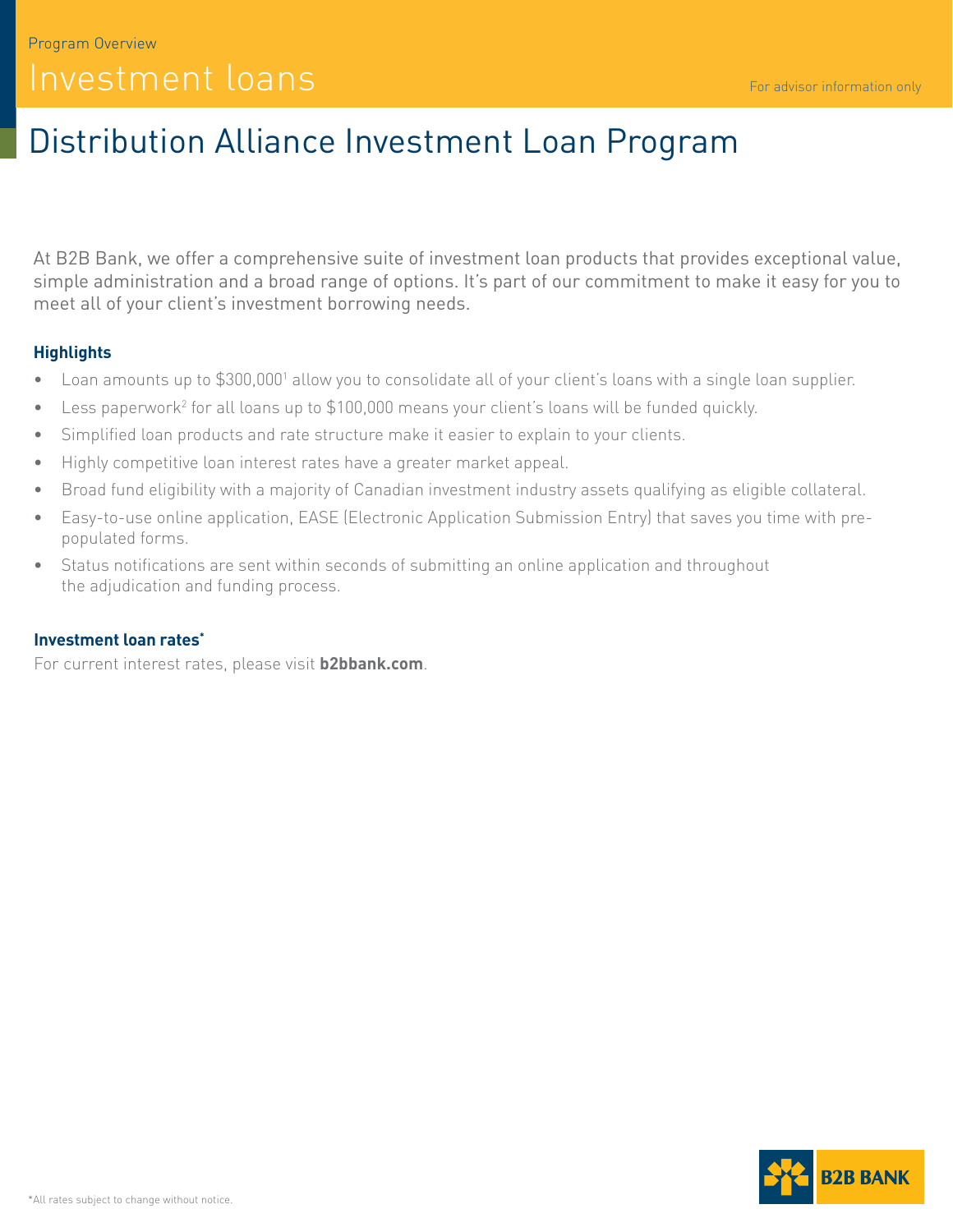Program Overview

# Investment loans

For advisor information only

## Distribution Alliance Investment Loan Program

At B2B Bank, we offer a comprehensive suite of investment loan products that provides exceptional value, simple administration and a broad range of options. It's part of our commitment to make it easy for you to meet all of your client's investment borrowing needs.

### Highlights

- Loan amounts up to $300,000[1] allow you to consolidate all of your client's loans with a single loan supplier.
- Less paperwork[2] for all loans up to $100,000 means your client's loans will be funded quickly.
- Simplified loan products and rate structure make it easier to explain to your clients.
- Highly competitive loan interest rates have a greater market appeal.
- Broad fund eligibility with a majority of Canadian investment industry assets qualifying as eligible collateral.
- Easy-to-use online application, EASE (Electronic Application Submission Entry) that saves you time with pre-populated forms.
- Status notifications are sent within seconds of submitting an online application and throughout the adjudication and funding process.

### Investment loan rates*

For current interest rates, please visit **b2bbank.com**.

*All rates subject to change without notice.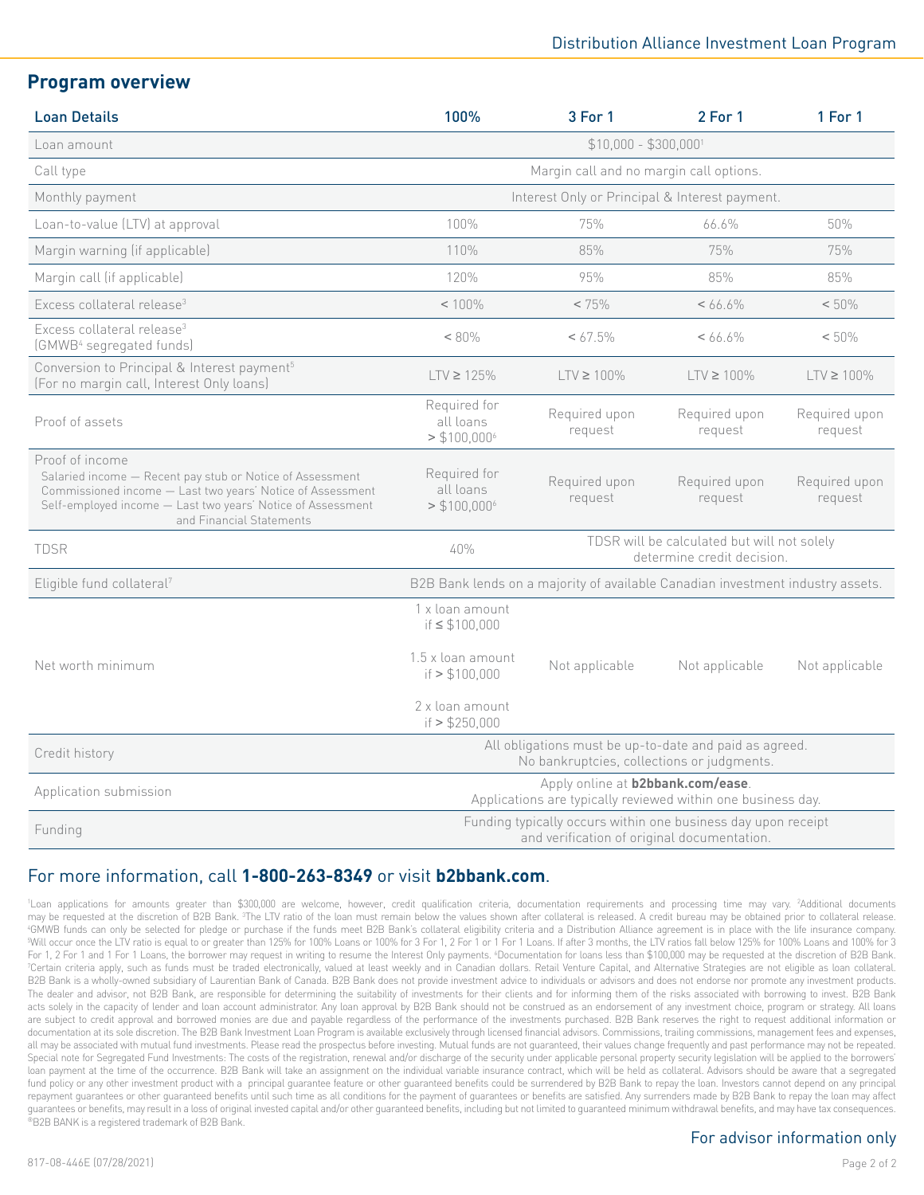## Program overview

| Loan Details | 100% | 3 For 1 | 2 For 1 | 1 For 1 |
|---|---|---|---|---|
| Loan amount | $10,000 - $300,000[1] | | | |
| Call type | Margin call and no margin call options. | | | |
| Monthly payment | Interest Only or Principal & Interest payment. | | | |
| Loan-to-value (LTV) at approval | 100% | 75% | 66.6% | 50% |
| Margin warning (if applicable) | 110% | 85% | 75% | 75% |
| Margin call (if applicable) | 120% | 95% | 85% | 85% |
| Excess collateral release[3] | < 100% | < 75% | < 66.6% | < 50% |
| Excess collateral release[3] (GMWB[4] segregated funds) | < 80% | < 67.5% | < 66.6% | < 50% |
| Conversion to Principal & Interest payment[5] (For no margin call, Interest Only loans) | LTV ≥ 125% | LTV ≥ 100% | LTV ≥ 100% | LTV ≥ 100% |
| Proof of assets | Required for all loans > $100,000[6] | Required upon request | Required upon request | Required upon request |
| Proof of income<br>Salaried income — Recent pay stub or Notice of Assessment<br>Commissioned income — Last two years' Notice of Assessment<br>Self-employed income — Last two years' Notice of Assessment and Financial Statements | Required for all loans > $100,000[6] | Required upon request | Required upon request | Required upon request |
| TDSR | 40% | TDSR will be calculated but will not solely determine credit decision. | | |
| Eligible fund collateral[7] | B2B Bank lends on a majority of available Canadian investment industry assets. | | | |
| Net worth minimum | 1 x loan amount if ≤ $100,000<br><br>1.5 x loan amount if > $100,000<br><br>2 x loan amount if > $250,000 | Not applicable | Not applicable | Not applicable |
| Credit history | All obligations must be up-to-date and paid as agreed. No bankruptcies, collections or judgments. | | | |
| Application submission | Apply online at **b2bbank.com/ease**. Applications are typically reviewed within one business day. | | | |
| Funding | Funding typically occurs within one business day upon receipt and verification of original documentation. | | | |

For more information, call **1-800-263-8349** or visit **b2bbank.com**.

[1]Loan applications for amounts greater than $300,000 are welcome, however, credit qualification criteria, documentation requirements and processing time may vary. [2]Additional documents may be requested at the discretion of B2B Bank. [3]The LTV ratio of the loan must remain below the values shown after collateral is released. A credit bureau may be obtained prior to collateral release. [4]GMWB funds can only be selected for pledge or purchase if the funds meet B2B Bank's collateral eligibility criteria and a Distribution Alliance agreement is in place with the life insurance company. [5]Will occur once the LTV ratio is equal to or greater than 125% for 100% Loans or 100% for 3 For 1, 2 For 1 or 1 For 1 Loans. If after 3 months, the LTV ratios fall below 125% for 100% Loans and 100% for 3 For 1, 2 For 1 and 1 For 1 Loans, the borrower may request in writing to resume the Interest Only payments. [6]Documentation for loans less than $100,000 may be requested at the discretion of B2B Bank. [7]Certain criteria apply, such as funds must be traded electronically, valued at least weekly and in Canadian dollars. Retail Venture Capital, and Alternative Strategies are not eligible as loan collateral. B2B Bank is a wholly-owned subsidiary of Laurentian Bank of Canada. B2B Bank does not provide investment advice to individuals or advisors and does not endorse nor promote any investment products. The dealer and advisor, not B2B Bank, are responsible for determining the suitability of investments for their clients and for informing them of the risks associated with borrowing to invest. B2B Bank acts solely in the capacity of lender and loan account administrator. Any loan approval by B2B Bank should not be construed as an endorsement of any investment choice, program or strategy. All loans are subject to credit approval and borrowed monies are due and payable regardless of the performance of the investments purchased. B2B Bank reserves the right to request additional information or documentation at its sole discretion. The B2B Bank Investment Loan Program is available exclusively through licensed financial advisors. Commissions, trailing commissions, management fees and expenses, all may be associated with mutual fund investments. Please read the prospectus before investing. Mutual funds are not guaranteed, their values change frequently and past performance may not be repeated. Special note for Segregated Fund Investments: The costs of the registration, renewal and/or discharge of the security under applicable personal property security legislation will be applied to the borrowers' loan payment at the time of the occurrence. B2B Bank will take an assignment on the individual variable insurance contract, which will be held as collateral. Advisors should be aware that a segregated fund policy or any other investment product with a principal guarantee feature or other guaranteed benefits could be surrendered by B2B Bank to repay the loan. Investors cannot depend on any principal repayment guarantees or other guaranteed benefits until such time as all conditions for the payment of guarantees or benefits are satisfied. Any surrenders made by B2B Bank to repay the loan may affect guarantees or benefits, may result in a loss of original invested capital and/or other guaranteed benefits, including but not limited to guaranteed minimum withdrawal benefits, and may have tax consequences. ®B2B BANK is a registered trademark of B2B Bank.

For advisor information only

817-08-446E (07/28/2021)